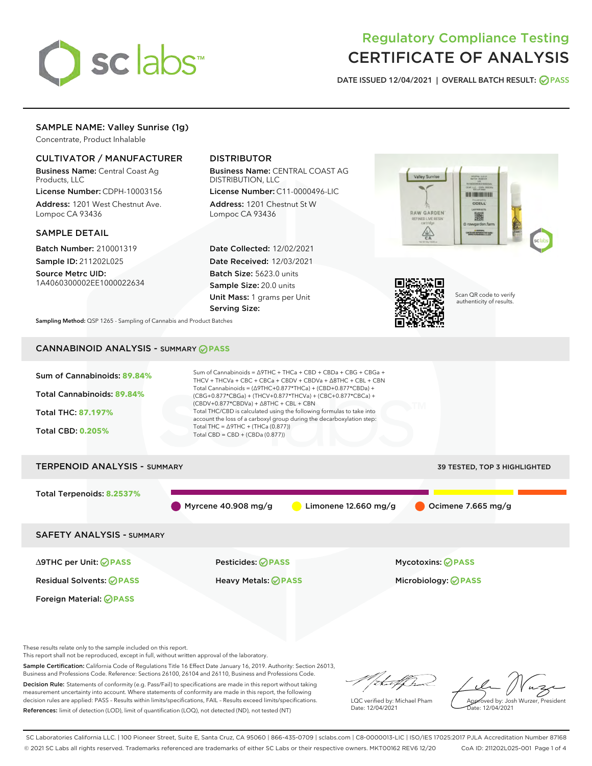# Regulatory Compliance Testing
# CERTIFICATE OF ANALYSIS

DATE ISSUED 12/04/2021 | OVERALL BATCH RESULT: PASS

## SAMPLE NAME: Valley Sunrise (1g)

Concentrate, Product Inhalable

### CULTIVATOR / MANUFACTURER

**Business Name:** Central Coast Ag Products, LLC

**License Number:** CDPH-10003156

**Address:** 1201 West Chestnut Ave. Lompoc CA 93436

### DISTRIBUTOR

**Business Name:** CENTRAL COAST AG DISTRIBUTION, LLC

**License Number:** C11-0000496-LIC

**Address:** 1201 Chestnut St W Lompoc CA 93436

### SAMPLE DETAIL

**Batch Number:** 210001319

**Sample ID:** 211202L025

**Source Metrc UID:** 1A4060300002EE1000022634

**Date Collected:** 12/02/2021

**Date Received:** 12/03/2021

**Batch Size:** 5623.0 units

**Sample Size:** 20.0 units

**Unit Mass:** 1 grams per Unit

**Serving Size:**

Scan QR code to verify authenticity of results.

**Sampling Method:** QSP 1265 - Sampling of Cannabis and Product Batches

## CANNABINOID ANALYSIS - SUMMARY PASS

Sum of Cannabinoids: **89.84%**

Total Cannabinoids: **89.84%**

Total THC: **87.197%**

Total CBD: **0.205%**

Sum of Cannabinoids = Δ9THC + THCa + CBD + CBDa + CBG + CBGa + THCV + THCVa + CBC + CBCa + CBDV + CBDVa + Δ8THC + CBL + CBN

Total Cannabinoids = (Δ9THC+0.877*THCa) + (CBD+0.877*CBDa) + (CBG+0.877*CBGa) + (THCV+0.877*THCVa) + (CBC+0.877*CBCa) + (CBDV+0.877*CBDVa) + Δ8THC + CBL + CBN

Total THC/CBD is calculated using the following formulas to take into account the loss of a carboxyl group during the decarboxylation step:

Total THC = Δ9THC + (THCa (0.877))

Total CBD = CBD + (CBDa (0.877))

## TERPENOID ANALYSIS - SUMMARY

39 TESTED, TOP 3 HIGHLIGHTED

Total Terpenoids: **8.2537%**

Myrcene 40.908 mg/g | Limonene 12.660 mg/g | Ocimene 7.665 mg/g

## SAFETY ANALYSIS - SUMMARY

Δ9THC per Unit: PASS

Pesticides: PASS

Mycotoxins: PASS

Residual Solvents: PASS

Heavy Metals: PASS

Microbiology: PASS

Foreign Material: PASS

These results relate only to the sample included on this report.
This report shall not be reproduced, except in full, without written approval of the laboratory.

**Sample Certification:** California Code of Regulations Title 16 Effect Date January 16, 2019. Authority: Section 26013, Business and Professions Code. Reference: Sections 26100, 26104 and 26110, Business and Professions Code.

**Decision Rule:** Statements of conformity (e.g. Pass/Fail) to specifications are made in this report without taking measurement uncertainty into account. Where statements of conformity are made in this report, the following decision rules are applied: PASS – Results within limits/specifications, FAIL – Results exceed limits/specifications.

**References:** limit of detection (LOD), limit of quantification (LOQ), not detected (ND), not tested (NT)

LQC verified by: Michael Pham
Date: 12/04/2021

Approved by: Josh Wurzer, President
Date: 12/04/2021

SC Laboratories California LLC. | 100 Pioneer Street, Suite E, Santa Cruz, CA 95060 | 866-435-0709 | sclabs.com | C8-0000013-LIC | ISO/IES 17025:2017 PJLA Accreditation Number 87168
© 2021 SC Labs all rights reserved. Trademarks referenced are trademarks of either SC Labs or their respective owners. MKT00162 REV6 12/20 CoA ID: 211202L025-001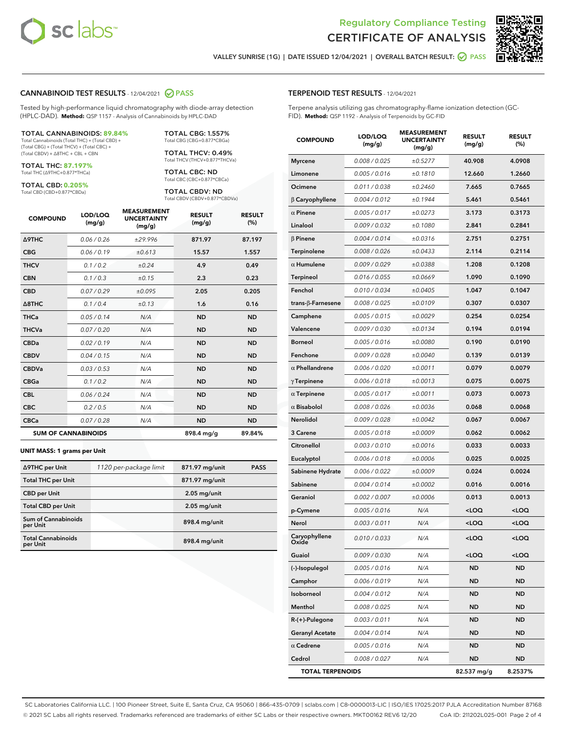Regulatory Compliance Testing
# CERTIFICATE OF ANALYSIS

VALLEY SUNRISE (1G) | DATE ISSUED 12/04/2021 | OVERALL BATCH RESULT: PASS

## CANNABINOID TEST RESULTS - 12/04/2021 PASS

Tested by high-performance liquid chromatography with diode-array detection (HPLC-DAD). **Method:** QSP 1157 - Analysis of Cannabinoids by HPLC-DAD

**TOTAL CANNABINOIDS: 89.84%**
Total Cannabinoids (Total THC) + (Total CBD) + (Total CBG) + (Total THCV) + (Total CBC) + (Total CBDV) + Δ8THC + CBL + CBN

**TOTAL THC: 87.197%**
Total THC (Δ9THC+0.877*THCa)

**TOTAL CBD: 0.205%**
Total CBD (CBD+0.877*CBDa)

**TOTAL CBG: 1.557%**
Total CBG (CBG+0.877*CBGa)

**TOTAL THCV: 0.49%**
Total THCV (THCV+0.877*THCVa)

**TOTAL CBC: ND**
Total CBC (CBC+0.877*CBCa)

**TOTAL CBDV: ND**
Total CBDV (CBDV+0.877*CBDVa)

| COMPOUND | LOD/LOQ (mg/g) | MEASUREMENT UNCERTAINTY (mg/g) | RESULT (mg/g) | RESULT (%) |
|---|---|---|---|---|
| Δ9THC | 0.06 / 0.26 | ±29.996 | 871.97 | 87.197 |
| CBG | 0.06 / 0.19 | ±0.613 | 15.57 | 1.557 |
| THCV | 0.1 / 0.2 | ±0.24 | 4.9 | 0.49 |
| CBN | 0.1 / 0.3 | ±0.15 | 2.3 | 0.23 |
| CBD | 0.07 / 0.29 | ±0.095 | 2.05 | 0.205 |
| Δ8THC | 0.1 / 0.4 | ±0.13 | 1.6 | 0.16 |
| THCa | 0.05 / 0.14 | N/A | ND | ND |
| THCVa | 0.07 / 0.20 | N/A | ND | ND |
| CBDa | 0.02 / 0.19 | N/A | ND | ND |
| CBDV | 0.04 / 0.15 | N/A | ND | ND |
| CBDVa | 0.03 / 0.53 | N/A | ND | ND |
| CBGa | 0.1 / 0.2 | N/A | ND | ND |
| CBL | 0.06 / 0.24 | N/A | ND | ND |
| CBC | 0.2 / 0.5 | N/A | ND | ND |
| CBCa | 0.07 / 0.28 | N/A | ND | ND |
| **SUM OF CANNABINOIDS** | | | 898.4 mg/g | 89.84% |

**UNIT MASS: 1 grams per Unit**

| | | | |
|---|---|---|---|
| Δ9THC per Unit | 1120 per-package limit | 871.97 mg/unit | PASS |
| Total THC per Unit | | 871.97 mg/unit | |
| CBD per Unit | | 2.05 mg/unit | |
| Total CBD per Unit | | 2.05 mg/unit | |
| Sum of Cannabinoids per Unit | | 898.4 mg/unit | |
| Total Cannabinoids per Unit | | 898.4 mg/unit | |

## TERPENOID TEST RESULTS - 12/04/2021

Terpene analysis utilizing gas chromatography-flame ionization detection (GC-FID). **Method:** QSP 1192 - Analysis of Terpenoids by GC-FID

| COMPOUND | LOD/LOQ (mg/g) | MEASUREMENT UNCERTAINTY (mg/g) | RESULT (mg/g) | RESULT (%) |
|---|---|---|---|---|
| Myrcene | 0.008 / 0.025 | ±0.5277 | 40.908 | 4.0908 |
| Limonene | 0.005 / 0.016 | ±0.1810 | 12.660 | 1.2660 |
| Ocimene | 0.011 / 0.038 | ±0.2460 | 7.665 | 0.7665 |
| β Caryophyllene | 0.004 / 0.012 | ±0.1944 | 5.461 | 0.5461 |
| α Pinene | 0.005 / 0.017 | ±0.0273 | 3.173 | 0.3173 |
| Linalool | 0.009 / 0.032 | ±0.1080 | 2.841 | 0.2841 |
| β Pinene | 0.004 / 0.014 | ±0.0316 | 2.751 | 0.2751 |
| Terpinolene | 0.008 / 0.026 | ±0.0433 | 2.114 | 0.2114 |
| α Humulene | 0.009 / 0.029 | ±0.0388 | 1.208 | 0.1208 |
| Terpineol | 0.016 / 0.055 | ±0.0669 | 1.090 | 0.1090 |
| Fenchol | 0.010 / 0.034 | ±0.0405 | 1.047 | 0.1047 |
| trans-β-Farnesene | 0.008 / 0.025 | ±0.0109 | 0.307 | 0.0307 |
| Camphene | 0.005 / 0.015 | ±0.0029 | 0.254 | 0.0254 |
| Valencene | 0.009 / 0.030 | ±0.0134 | 0.194 | 0.0194 |
| Borneol | 0.005 / 0.016 | ±0.0080 | 0.190 | 0.0190 |
| Fenchone | 0.009 / 0.028 | ±0.0040 | 0.139 | 0.0139 |
| α Phellandrene | 0.006 / 0.020 | ±0.0011 | 0.079 | 0.0079 |
| γ Terpinene | 0.006 / 0.018 | ±0.0013 | 0.075 | 0.0075 |
| α Terpinene | 0.005 / 0.017 | ±0.0011 | 0.073 | 0.0073 |
| α Bisabolol | 0.008 / 0.026 | ±0.0036 | 0.068 | 0.0068 |
| Nerolidol | 0.009 / 0.028 | ±0.0042 | 0.067 | 0.0067 |
| 3 Carene | 0.005 / 0.018 | ±0.0009 | 0.062 | 0.0062 |
| Citronellol | 0.003 / 0.010 | ±0.0016 | 0.033 | 0.0033 |
| Eucalyptol | 0.006 / 0.018 | ±0.0006 | 0.025 | 0.0025 |
| Sabinene Hydrate | 0.006 / 0.022 | ±0.0009 | 0.024 | 0.0024 |
| Sabinene | 0.004 / 0.014 | ±0.0002 | 0.016 | 0.0016 |
| Geraniol | 0.002 / 0.007 | ±0.0006 | 0.013 | 0.0013 |
| p-Cymene | 0.005 / 0.016 | N/A | <LOQ | <LOQ |
| Nerol | 0.003 / 0.011 | N/A | <LOQ | <LOQ |
| Caryophyllene Oxide | 0.010 / 0.033 | N/A | <LOQ | <LOQ |
| Guaiol | 0.009 / 0.030 | N/A | <LOQ | <LOQ |
| (-)-Isopulegol | 0.005 / 0.016 | N/A | ND | ND |
| Camphor | 0.006 / 0.019 | N/A | ND | ND |
| Isoborneol | 0.004 / 0.012 | N/A | ND | ND |
| Menthol | 0.008 / 0.025 | N/A | ND | ND |
| R-(+)-Pulegone | 0.003 / 0.011 | N/A | ND | ND |
| Geranyl Acetate | 0.004 / 0.014 | N/A | ND | ND |
| α Cedrene | 0.005 / 0.016 | N/A | ND | ND |
| Cedrol | 0.008 / 0.027 | N/A | ND | ND |
| **TOTAL TERPENOIDS** | | | 82.537 mg/g | 8.2537% |

SC Laboratories California LLC. | 100 Pioneer Street, Suite E, Santa Cruz, CA 95060 | 866-435-0709 | sclabs.com | C8-0000013-LIC | ISO/IES 17025:2017 PJLA Accreditation Number 87168
© 2021 SC Labs all rights reserved. Trademarks referenced are trademarks of either SC Labs or their respective owners. MKT00162 REV6 12/20 CoA ID: 211202L025-001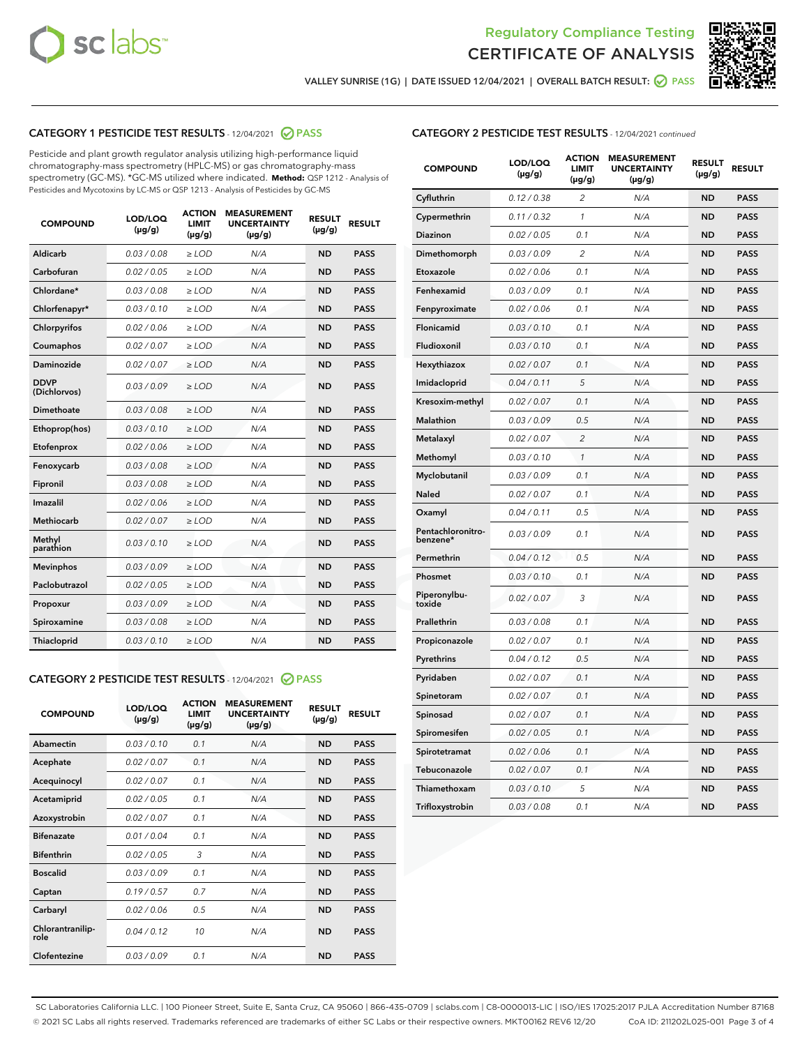Regulatory Compliance Testing

# CERTIFICATE OF ANALYSIS

VALLEY SUNRISE (1G) | DATE ISSUED 12/04/2021 | OVERALL BATCH RESULT: PASS

## CATEGORY 1 PESTICIDE TEST RESULTS - 12/04/2021 PASS

Pesticide and plant growth regulator analysis utilizing high-performance liquid chromatography-mass spectrometry (HPLC-MS) or gas chromatography-mass spectrometry (GC-MS). *GC-MS utilized where indicated. **Method:** QSP 1212 - Analysis of Pesticides and Mycotoxins by LC-MS or QSP 1213 - Analysis of Pesticides by GC-MS

| COMPOUND | LOD/LOQ (µg/g) | ACTION LIMIT (µg/g) | MEASUREMENT UNCERTAINTY (µg/g) | RESULT (µg/g) | RESULT |
|---|---|---|---|---|---|
| Aldicarb | 0.03 / 0.08 | ≥ LOD | N/A | ND | PASS |
| Carbofuran | 0.02 / 0.05 | ≥ LOD | N/A | ND | PASS |
| Chlordane* | 0.03 / 0.08 | ≥ LOD | N/A | ND | PASS |
| Chlorfenapyr* | 0.03 / 0.10 | ≥ LOD | N/A | ND | PASS |
| Chlorpyrifos | 0.02 / 0.06 | ≥ LOD | N/A | ND | PASS |
| Coumaphos | 0.02 / 0.07 | ≥ LOD | N/A | ND | PASS |
| Daminozide | 0.02 / 0.07 | ≥ LOD | N/A | ND | PASS |
| DDVP (Dichlorvos) | 0.03 / 0.09 | ≥ LOD | N/A | ND | PASS |
| Dimethoate | 0.03 / 0.08 | ≥ LOD | N/A | ND | PASS |
| Ethoprop(hos) | 0.03 / 0.10 | ≥ LOD | N/A | ND | PASS |
| Etofenprox | 0.02 / 0.06 | ≥ LOD | N/A | ND | PASS |
| Fenoxycarb | 0.03 / 0.08 | ≥ LOD | N/A | ND | PASS |
| Fipronil | 0.03 / 0.08 | ≥ LOD | N/A | ND | PASS |
| Imazalil | 0.02 / 0.06 | ≥ LOD | N/A | ND | PASS |
| Methiocarb | 0.02 / 0.07 | ≥ LOD | N/A | ND | PASS |
| Methyl parathion | 0.03 / 0.10 | ≥ LOD | N/A | ND | PASS |
| Mevinphos | 0.03 / 0.09 | ≥ LOD | N/A | ND | PASS |
| Paclobutrazol | 0.02 / 0.05 | ≥ LOD | N/A | ND | PASS |
| Propoxur | 0.03 / 0.09 | ≥ LOD | N/A | ND | PASS |
| Spiroxamine | 0.03 / 0.08 | ≥ LOD | N/A | ND | PASS |
| Thiacloprid | 0.03 / 0.10 | ≥ LOD | N/A | ND | PASS |

## CATEGORY 2 PESTICIDE TEST RESULTS - 12/04/2021 PASS

| COMPOUND | LOD/LOQ (µg/g) | ACTION LIMIT (µg/g) | MEASUREMENT UNCERTAINTY (µg/g) | RESULT (µg/g) | RESULT |
|---|---|---|---|---|---|
| Abamectin | 0.03 / 0.10 | 0.1 | N/A | ND | PASS |
| Acephate | 0.02 / 0.07 | 0.1 | N/A | ND | PASS |
| Acequinocyl | 0.02 / 0.07 | 0.1 | N/A | ND | PASS |
| Acetamiprid | 0.02 / 0.05 | 0.1 | N/A | ND | PASS |
| Azoxystrobin | 0.02 / 0.07 | 0.1 | N/A | ND | PASS |
| Bifenazate | 0.01 / 0.04 | 0.1 | N/A | ND | PASS |
| Bifenthrin | 0.02 / 0.05 | 3 | N/A | ND | PASS |
| Boscalid | 0.03 / 0.09 | 0.1 | N/A | ND | PASS |
| Captan | 0.19 / 0.57 | 0.7 | N/A | ND | PASS |
| Carbaryl | 0.02 / 0.06 | 0.5 | N/A | ND | PASS |
| Chlorantraniliprole | 0.04 / 0.12 | 10 | N/A | ND | PASS |
| Clofentezine | 0.03 / 0.09 | 0.1 | N/A | ND | PASS |
| Cyfluthrin | 0.12 / 0.38 | 2 | N/A | ND | PASS |
| Cypermethrin | 0.11 / 0.32 | 1 | N/A | ND | PASS |
| Diazinon | 0.02 / 0.05 | 0.1 | N/A | ND | PASS |
| Dimethomorph | 0.03 / 0.09 | 2 | N/A | ND | PASS |
| Etoxazole | 0.02 / 0.06 | 0.1 | N/A | ND | PASS |
| Fenhexamid | 0.03 / 0.09 | 0.1 | N/A | ND | PASS |
| Fenpyroximate | 0.02 / 0.06 | 0.1 | N/A | ND | PASS |
| Flonicamid | 0.03 / 0.10 | 0.1 | N/A | ND | PASS |
| Fludioxonil | 0.03 / 0.10 | 0.1 | N/A | ND | PASS |
| Hexythiazox | 0.02 / 0.07 | 0.1 | N/A | ND | PASS |
| Imidacloprid | 0.04 / 0.11 | 5 | N/A | ND | PASS |
| Kresoxim-methyl | 0.02 / 0.07 | 0.1 | N/A | ND | PASS |
| Malathion | 0.03 / 0.09 | 0.5 | N/A | ND | PASS |
| Metalaxyl | 0.02 / 0.07 | 2 | N/A | ND | PASS |
| Methomyl | 0.03 / 0.10 | 1 | N/A | ND | PASS |
| Myclobutanil | 0.03 / 0.09 | 0.1 | N/A | ND | PASS |
| Naled | 0.02 / 0.07 | 0.1 | N/A | ND | PASS |
| Oxamyl | 0.04 / 0.11 | 0.5 | N/A | ND | PASS |
| Pentachloronitrobenzene* | 0.03 / 0.09 | 0.1 | N/A | ND | PASS |
| Permethrin | 0.04 / 0.12 | 0.5 | N/A | ND | PASS |
| Phosmet | 0.03 / 0.10 | 0.1 | N/A | ND | PASS |
| Piperonylbutoxide | 0.02 / 0.07 | 3 | N/A | ND | PASS |
| Prallethrin | 0.03 / 0.08 | 0.1 | N/A | ND | PASS |
| Propiconazole | 0.02 / 0.07 | 0.1 | N/A | ND | PASS |
| Pyrethrins | 0.04 / 0.12 | 0.5 | N/A | ND | PASS |
| Pyridaben | 0.02 / 0.07 | 0.1 | N/A | ND | PASS |
| Spinetoram | 0.02 / 0.07 | 0.1 | N/A | ND | PASS |
| Spinosad | 0.02 / 0.07 | 0.1 | N/A | ND | PASS |
| Spiromesifen | 0.02 / 0.05 | 0.1 | N/A | ND | PASS |
| Spirotetramat | 0.02 / 0.06 | 0.1 | N/A | ND | PASS |
| Tebuconazole | 0.02 / 0.07 | 0.1 | N/A | ND | PASS |
| Thiamethoxam | 0.03 / 0.10 | 5 | N/A | ND | PASS |
| Trifloxystrobin | 0.03 / 0.08 | 0.1 | N/A | ND | PASS |

SC Laboratories California LLC. | 100 Pioneer Street, Suite E, Santa Cruz, CA 95060 | 866-435-0709 | sclabs.com | C8-0000013-LIC | ISO/IES 17025:2017 PJLA Accreditation Number 87168
© 2021 SC Labs all rights reserved. Trademarks referenced are trademarks of either SC Labs or their respective owners. MKT00162 REV6 12/20 CoA ID: 211202L025-001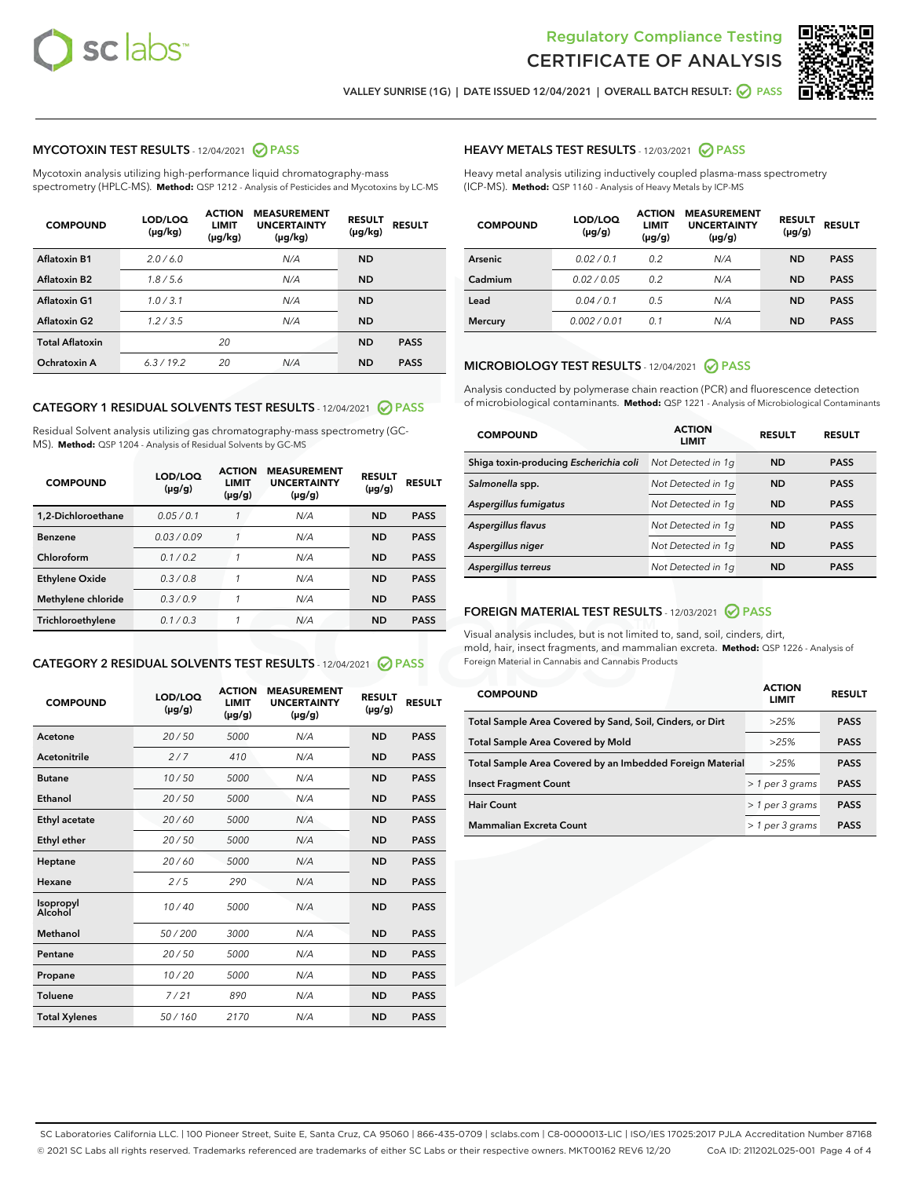Regulatory Compliance Testing
CERTIFICATE OF ANALYSIS

VALLEY SUNRISE (1G) | DATE ISSUED 12/04/2021 | OVERALL BATCH RESULT: PASS

## MYCOTOXIN TEST RESULTS - 12/04/2021 PASS

Mycotoxin analysis utilizing high-performance liquid chromatography-mass spectrometry (HPLC-MS). **Method:** QSP 1212 - Analysis of Pesticides and Mycotoxins by LC-MS

| COMPOUND | LOD/LOQ (μg/kg) | ACTION LIMIT (μg/kg) | MEASUREMENT UNCERTAINTY (μg/kg) | RESULT (μg/kg) | RESULT |
|---|---|---|---|---|---|
| Aflatoxin B1 | 2.0 / 6.0 | | N/A | ND | |
| Aflatoxin B2 | 1.8 / 5.6 | | N/A | ND | |
| Aflatoxin G1 | 1.0 / 3.1 | | N/A | ND | |
| Aflatoxin G2 | 1.2 / 3.5 | | N/A | ND | |
| Total Aflatoxin | | 20 | | ND | PASS |
| Ochratoxin A | 6.3 / 19.2 | 20 | N/A | ND | PASS |

## CATEGORY 1 RESIDUAL SOLVENTS TEST RESULTS - 12/04/2021 PASS

Residual Solvent analysis utilizing gas chromatography-mass spectrometry (GC-MS). **Method:** QSP 1204 - Analysis of Residual Solvents by GC-MS

| COMPOUND | LOD/LOQ (μg/g) | ACTION LIMIT (μg/g) | MEASUREMENT UNCERTAINTY (μg/g) | RESULT (μg/g) | RESULT |
|---|---|---|---|---|---|
| 1,2-Dichloroethane | 0.05 / 0.1 | 1 | N/A | ND | PASS |
| Benzene | 0.03 / 0.09 | 1 | N/A | ND | PASS |
| Chloroform | 0.1 / 0.2 | 1 | N/A | ND | PASS |
| Ethylene Oxide | 0.3 / 0.8 | 1 | N/A | ND | PASS |
| Methylene chloride | 0.3 / 0.9 | 1 | N/A | ND | PASS |
| Trichloroethylene | 0.1 / 0.3 | 1 | N/A | ND | PASS |

## CATEGORY 2 RESIDUAL SOLVENTS TEST RESULTS - 12/04/2021 PASS

| COMPOUND | LOD/LOQ (μg/g) | ACTION LIMIT (μg/g) | MEASUREMENT UNCERTAINTY (μg/g) | RESULT (μg/g) | RESULT |
|---|---|---|---|---|---|
| Acetone | 20 / 50 | 5000 | N/A | ND | PASS |
| Acetonitrile | 2 / 7 | 410 | N/A | ND | PASS |
| Butane | 10 / 50 | 5000 | N/A | ND | PASS |
| Ethanol | 20 / 50 | 5000 | N/A | ND | PASS |
| Ethyl acetate | 20 / 60 | 5000 | N/A | ND | PASS |
| Ethyl ether | 20 / 50 | 5000 | N/A | ND | PASS |
| Heptane | 20 / 60 | 5000 | N/A | ND | PASS |
| Hexane | 2 / 5 | 290 | N/A | ND | PASS |
| Isopropyl Alcohol | 10 / 40 | 5000 | N/A | ND | PASS |
| Methanol | 50 / 200 | 3000 | N/A | ND | PASS |
| Pentane | 20 / 50 | 5000 | N/A | ND | PASS |
| Propane | 10 / 20 | 5000 | N/A | ND | PASS |
| Toluene | 7 / 21 | 890 | N/A | ND | PASS |
| Total Xylenes | 50 / 160 | 2170 | N/A | ND | PASS |

## HEAVY METALS TEST RESULTS - 12/03/2021 PASS

Heavy metal analysis utilizing inductively coupled plasma-mass spectrometry (ICP-MS). **Method:** QSP 1160 - Analysis of Heavy Metals by ICP-MS

| COMPOUND | LOD/LOQ (μg/g) | ACTION LIMIT (μg/g) | MEASUREMENT UNCERTAINTY (μg/g) | RESULT (μg/g) | RESULT |
|---|---|---|---|---|---|
| Arsenic | 0.02 / 0.1 | 0.2 | N/A | ND | PASS |
| Cadmium | 0.02 / 0.05 | 0.2 | N/A | ND | PASS |
| Lead | 0.04 / 0.1 | 0.5 | N/A | ND | PASS |
| Mercury | 0.002 / 0.01 | 0.1 | N/A | ND | PASS |

## MICROBIOLOGY TEST RESULTS - 12/04/2021 PASS

Analysis conducted by polymerase chain reaction (PCR) and fluorescence detection of microbiological contaminants. **Method:** QSP 1221 - Analysis of Microbiological Contaminants

| COMPOUND | ACTION LIMIT | RESULT | RESULT |
|---|---|---|---|
| Shiga toxin-producing *Escherichia coli* | Not Detected in 1g | ND | PASS |
| *Salmonella* spp. | Not Detected in 1g | ND | PASS |
| *Aspergillus fumigatus* | Not Detected in 1g | ND | PASS |
| *Aspergillus flavus* | Not Detected in 1g | ND | PASS |
| *Aspergillus niger* | Not Detected in 1g | ND | PASS |
| *Aspergillus terreus* | Not Detected in 1g | ND | PASS |

## FOREIGN MATERIAL TEST RESULTS - 12/03/2021 PASS

Visual analysis includes, but is not limited to, sand, soil, cinders, dirt, mold, hair, insect fragments, and mammalian excreta. **Method:** QSP 1226 - Analysis of Foreign Material in Cannabis and Cannabis Products

| COMPOUND | ACTION LIMIT | RESULT |
|---|---|---|
| Total Sample Area Covered by Sand, Soil, Cinders, or Dirt | >25% | PASS |
| Total Sample Area Covered by Mold | >25% | PASS |
| Total Sample Area Covered by an Imbedded Foreign Material | >25% | PASS |
| Insect Fragment Count | > 1 per 3 grams | PASS |
| Hair Count | > 1 per 3 grams | PASS |
| Mammalian Excreta Count | > 1 per 3 grams | PASS |

SC Laboratories California LLC. | 100 Pioneer Street, Suite E, Santa Cruz, CA 95060 | 866-435-0709 | sclabs.com | C8-0000013-LIC | ISO/IES 17025:2017 PJLA Accreditation Number 87168
© 2021 SC Labs all rights reserved. Trademarks referenced are trademarks of either SC Labs or their respective owners. MKT00162 REV6 12/20 CoA ID: 211202L025-001